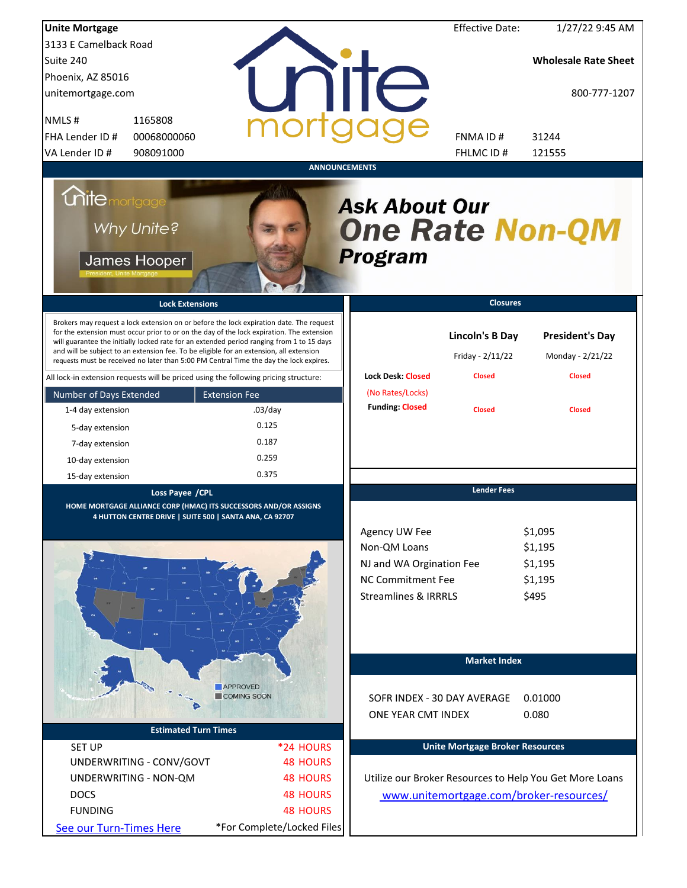**Unite Mortgage**
3133 E Camelback Road
Suite 240
Phoenix, AZ 85016
unitemortgage.com

| | |
|---|---|
| NMLS # | 1165808 |
| FHA Lender ID # | 00068000060 |
| VA Lender ID # | 908091000 |

Effective Date: 1/27/22 9:45 AM

**Wholesale Rate Sheet**

800-777-1207

| | |
|---|---|
| FNMA ID # | 31244 |
| FHLMC ID # | 121555 |

## ANNOUNCEMENTS

Unite mortgage — Why Unite? — James Hooper, President, Unite Mortgage

***Ask About Our One Rate Non-QM Program***

## Lock Extensions

Brokers may request a lock extension on or before the lock expiration date. The request for the extension must occur prior to or on the day of the lock expiration. The extension will guarantee the initially locked rate for an extended period ranging from 1 to 15 days and will be subject to an extension fee. To be eligible for an extension, all extension requests must be received no later than 5:00 PM Central Time the day the lock expires.

All lock-in extension requests will be priced using the following pricing structure:

| Number of Days Extended | Extension Fee |
|---|---|
| 1-4 day extension | .03/day |
| 5-day extension | 0.125 |
| 7-day extension | 0.187 |
| 10-day extension | 0.259 |
| 15-day extension | 0.375 |

## Closures

| | Lincoln's B Day | President's Day |
|---|---|---|
| | Friday - 2/11/22 | Monday - 2/21/22 |
| Lock Desk: Closed (No Rates/Locks) | Closed | Closed |
| Funding: Closed | Closed | Closed |

## Loss Payee /CPL

HOME MORTGAGE ALLIANCE CORP (HMAC) ITS SUCCESSORS AND/OR ASSIGNS
4 HUTTON CENTRE DRIVE | SUITE 500 | SANTA ANA, CA 92707

APPROVED
COMING SOON

## Lender Fees

| | |
|---|---|
| Agency UW Fee | $1,095 |
| Non-QM Loans | $1,195 |
| NJ and WA Orgination Fee | $1,195 |
| NC Commitment Fee | $1,195 |
| Streamlines & IRRRLS | $495 |

## Market Index

| | |
|---|---|
| SOFR INDEX - 30 DAY AVERAGE | 0.01000 |
| ONE YEAR CMT INDEX | 0.080 |

## Estimated Turn Times

| | |
|---|---|
| SET UP | *24 HOURS |
| UNDERWRITING - CONV/GOVT | 48 HOURS |
| UNDERWRITING - NON-QM | 48 HOURS |
| DOCS | 48 HOURS |
| FUNDING | 48 HOURS |

See our Turn-Times Here

*For Complete/Locked Files

## Unite Mortgage Broker Resources

Utilize our Broker Resources to Help You Get More Loans

www.unitemortgage.com/broker-resources/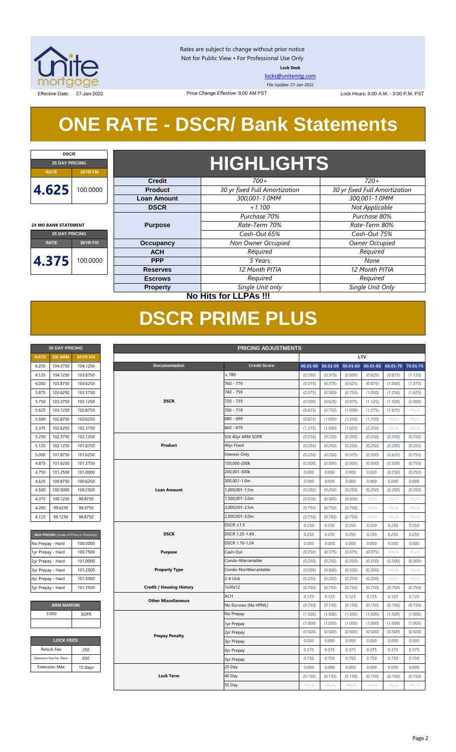Rates are subject to change without prior notice
Not for Public View • For Professional Use Only
**Lock Desk**
locks@unitemtg.com
File Update: 27-Jan-2022

Effective Date: 27-Jan-2022 | Price Change Effective: 9:00 AM PST | Lock Hours: 9:00 A.M. - 3:00 P.M. PST

# ONE RATE - DSCR/ Bank Statements

| DSCR | |
|---|---|
| 25 DAY PRICING | |
| RATE | 30YR FIX |
| 4.625 | 100.0000 |

| 24 MO BANK STATEMENT | |
|---|---|
| 25 DAY PRICING | |
| RATE | 30YR FIX |
| 4.375 | 100.0000 |

## HIGHLIGHTS

| | | |
|---|---|---|
| **Credit** | *700+* | *720+* |
| **Product** | *30 yr fixed Full Amortization* | *30 yr fixed Full Amortization* |
| **Loan Amount** | *300,001-1.0MM* | *300,001-1.0MM* |
| **DSCR** | *+1.100* | *Not Applicable* |
| **Purpose** | *Purchase 70%*<br>*Rate-Term 70%*<br>*Cash-Out 65%* | *Purchase 80%*<br>*Rate-Term 80%*<br>*Cash-Out 75%* |
| **Occupancy** | *Non Owner Occupied* | *Owner Occupied* |
| **ACH** | *Required* | *Required* |
| **PPP** | *5 Years* | *None* |
| **Reserves** | *12 Month PITIA* | *12 Month PITIA* |
| **Escrows** | *Required* | *Required* |
| **Property** | *Single Unit only* | *Single Unit Only* |

**No Hits for LLPAs !!!**

# DSCR PRIME PLUS

| 30 DAY PRICING | | |
|---|---|---|
| RATE | 5/6 ARM | 30YR FIX |
| 6.250 | 104.3750 | 104.1250 |
| 6.125 | 104.1250 | 103.8750 |
| 6.000 | 103.8750 | 103.6250 |
| 5.875 | 103.6250 | 103.3750 |
| 5.750 | 103.3750 | 103.1250 |
| 5.625 | 103.1250 | 102.8750 |
| 5.500 | 102.8750 | 102.6250 |
| 5.375 | 102.6250 | 102.3750 |
| 5.250 | 102.3750 | 102.1250 |
| 5.125 | 102.1250 | 101.8750 |
| 5.000 | 101.8750 | 101.6250 |
| 4.875 | 101.6250 | 101.3750 |
| 4.750 | 101.2500 | 101.0000 |
| 4.625 | 100.8750 | 100.6250 |
| 4.500 | 100.5000 | 100.2500 |
| 4.375 | 100.1250 | 99.8750 |
| 4.250 | 99.6250 | 99.3750 |
| 4.125 | 99.1250 | 98.8750 |

| MAX PRICING (Lower of Price or Premium) | |
|---|---|
| No Prepay - Hard | 100.5000 |
| 1yr Prepay - Hard | 100.7500 |
| 2yr Prepay - Hard | 101.0000 |
| 3yr Prepay - Hard | 101.2500 |
| 4yr Prepay - Hard | 101.5000 |
| 5yr Prepay - Hard | 101.7500 |

| ARM MARGIN | |
|---|---|
| 5.000 | SOFR |

| LOCK FEES | |
|---|---|
| Relock Fee: | .250 |
| Extension Fee Per Diem: | .030 |
| Extension Max: | 15 Days |

| PRICING ADJUSTMENTS | | | | | | | |
|---|---|---|---|---|---|---|---|
| | | LTV | | | | | |
| Documentation | Credit Score | 00.01-50 | 50.01-55 | 55.01-60 | 60.01-65 | 65.01-70 | 70.01-75 |
| DSCR | ≥ 780 | (0.250) | (0.375) | (0.500) | (0.625) | (0.875) | (1.125) |
| | 760 - 779 | (0.375) | (0.375) | (0.625) | (0.875) | (1.000) | (1.375) |
| | 740 - 759 | (0.375) | (0.500) | (0.750) | (1.000) | (1.250) | (1.625) |
| | 720 - 739 | (0.500) | (0.625) | (0.875) | (1.125) | (1.500) | (2.000) |
| | 700 - 719 | (0.625) | (0.750) | (1.000) | (1.375) | (1.875) | #N/A |
| | 680 - 699 | (0.875) | (1.000) | (1.250) | (1.750) | #N/A | #N/A |
| | 660 - 679 | (1.375) | (1.500) | (1.625) | (2.250) | #N/A | #N/A |
| Product | 5/6 40yr ARM SOFR | (0.250) | (0.250) | (0.250) | (0.250) | (0.250) | (0.250) |
| | 40yr Fixed | (0.250) | (0.250) | (0.250) | (0.250) | (0.250) | (0.250) |
| | Interest-Only | (0.250) | (0.250) | (0.375) | (0.500) | (0.625) | (0.750) |
| Loan Amount | 150,000-200k | (0.500) | (0.500) | (0.500) | (0.500) | (0.500) | (0.750) |
| | 200,001-300k | 0.000 | 0.000 | 0.000 | 0.000 | (0.250) | (0.250) |
| | 300,001-1.0m | 0.000 | 0.000 | 0.000 | 0.000 | 0.000 | 0.000 |
| | 1,000,001-1.5m | (0.250) | (0.250) | (0.250) | (0.250) | (0.250) | (0.250) |
| | 1,500,001-2.0m | (0.500) | (0.500) | (0.500) | #N/A | #N/A | #N/A |
| | 2,000,001-2.5m | (0.750) | (0.750) | (0.750) | #N/A | #N/A | #N/A |
| | 2,500,001-3.0m | (0.750) | (0.750) | (0.750) | #N/A | #N/A | #N/A |
| DSCR | DSCR ≥1.5 | 0.250 | 0.250 | 0.250 | 0.250 | 0.250 | 0.250 |
| | DSCR 1.25-1.49 | 0.250 | 0.250 | 0.250 | 0.250 | 0.250 | 0.250 |
| | DSCR 1.10-1.24 | 0.000 | 0.000 | 0.000 | 0.000 | 0.000 | 0.000 |
| Purpose | Cash-Out | (0.250) | (0.375) | (0.375) | (0.375) | #N/A | #N/A |
| Property Type | Condo-Warrantable | (0.250) | (0.250) | (0.250) | (0.250) | (0.500) | (0.500) |
| | Condo-NonWarrantable | (0.500) | (0.500) | (0.500) | (0.500) | #N/A | #N/A |
| | 2-4 Unit | (0.250) | (0.250) | (0.250) | (0.250) | #N/A | #N/A |
| Credit / Housing History | 1x30x12 | (0.750) | (0.750) | (0.750) | (0.750) | (0.750) | (0.750) |
| Other Miscellaneous | ACH | 0.125 | 0.125 | 0.125 | 0.125 | 0.125 | 0.125 |
| | No Escrows (No HPML) | (0.150) | (0.150) | (0.150) | (0.150) | (0.150) | (0.150) |
| Prepay Penalty | No Prepay | (1.500) | (1.500) | (1.500) | (1.500) | (1.500) | (1.500) |
| | 1yr Prepay | (1.000) | (1.000) | (1.000) | (1.000) | (1.000) | (1.000) |
| | 2yr Prepay | (0.500) | (0.500) | (0.500) | (0.500) | (0.500) | (0.500) |
| | 3yr Prepay | 0.000 | 0.000 | 0.000 | 0.000 | 0.000 | 0.000 |
| | 4yr Prepay | 0.375 | 0.375 | 0.375 | 0.375 | 0.375 | 0.375 |
| | 5yr Prepay | 0.750 | 0.750 | 0.750 | 0.750 | 0.750 | 0.750 |
| Lock Term | 25 Day | 0.000 | 0.000 | 0.000 | 0.000 | 0.000 | 0.000 |
| | 40 Day | (0.150) | (0.150) | (0.150) | (0.150) | (0.150) | (0.150) |
| | 55 Day | #N/A | #N/A | #N/A | #N/A | #N/A | #N/A |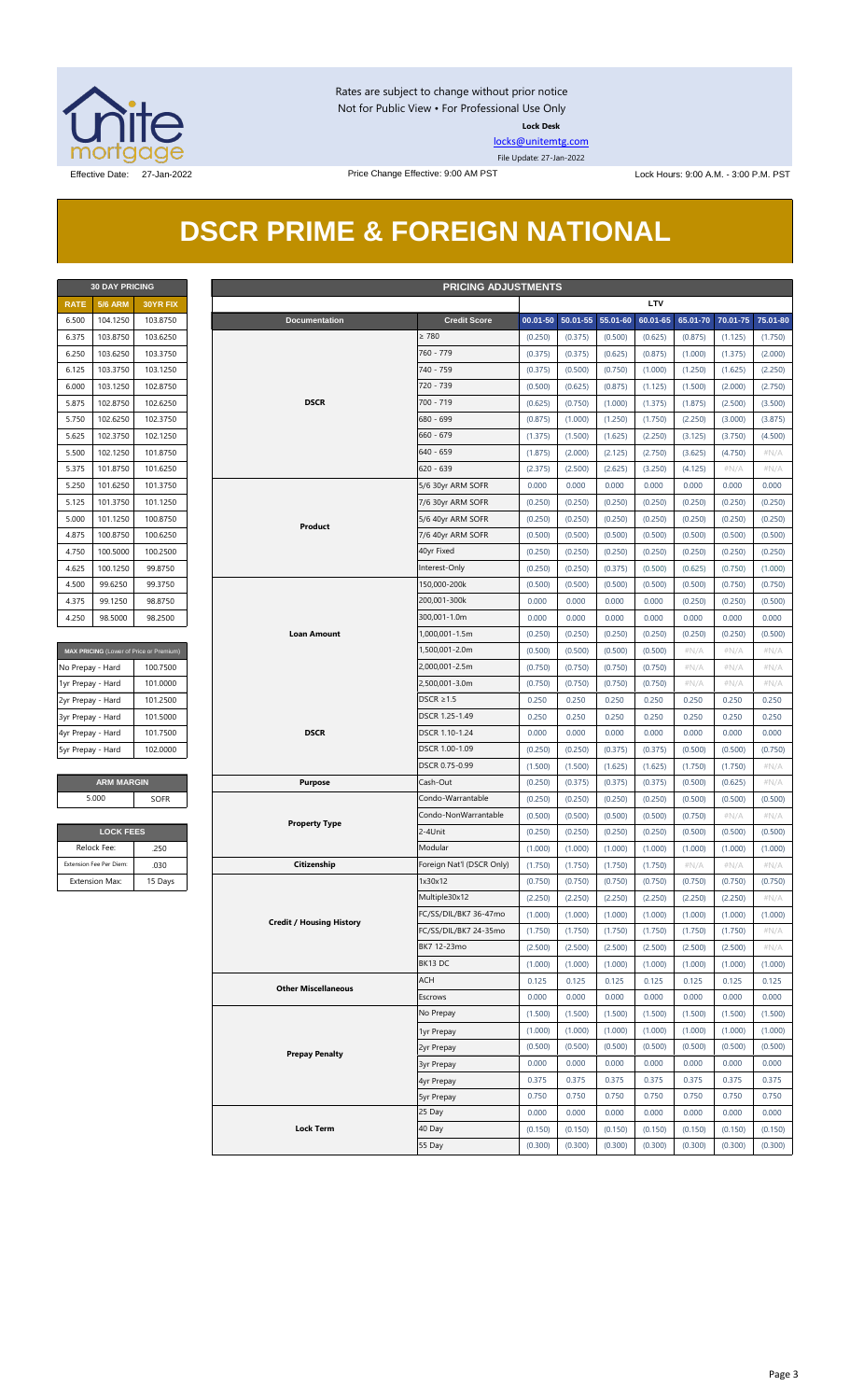Rates are subject to change without prior notice
Not for Public View • For Professional Use Only

**Lock Desk**

locks@unitemtg.com

File Update: 27-Jan-2022

Effective Date: 27-Jan-2022

Price Change Effective: 9:00 AM PST

Lock Hours: 9:00 A.M. - 3:00 P.M. PST

# DSCR PRIME & FOREIGN NATIONAL

| 30 DAY PRICING | | |
|---|---|---|
| RATE | 5/6 ARM | 30YR FIX |
| 6.500 | 104.1250 | 103.8750 |
| 6.375 | 103.8750 | 103.6250 |
| 6.250 | 103.6250 | 103.3750 |
| 6.125 | 103.3750 | 103.1250 |
| 6.000 | 103.1250 | 102.8750 |
| 5.875 | 102.8750 | 102.6250 |
| 5.750 | 102.6250 | 102.3750 |
| 5.625 | 102.3750 | 102.1250 |
| 5.500 | 102.1250 | 101.8750 |
| 5.375 | 101.8750 | 101.6250 |
| 5.250 | 101.6250 | 101.3750 |
| 5.125 | 101.3750 | 101.1250 |
| 5.000 | 101.1250 | 100.8750 |
| 4.875 | 100.8750 | 100.6250 |
| 4.750 | 100.5000 | 100.2500 |
| 4.625 | 100.1250 | 99.8750 |
| 4.500 | 99.6250 | 99.3750 |
| 4.375 | 99.1250 | 98.8750 |
| 4.250 | 98.5000 | 98.2500 |

| MAX PRICING (Lower of Price or Premium) | |
|---|---|
| No Prepay - Hard | 100.7500 |
| 1yr Prepay - Hard | 101.0000 |
| 2yr Prepay - Hard | 101.2500 |
| 3yr Prepay - Hard | 101.5000 |
| 4yr Prepay - Hard | 101.7500 |
| 5yr Prepay - Hard | 102.0000 |

| ARM MARGIN | |
|---|---|
| 5.000 | SOFR |

| LOCK FEES | |
|---|---|
| Relock Fee: | .250 |
| Extension Fee Per Diem: | .030 |
| Extension Max: | 15 Days |

| PRICING ADJUSTMENTS | | | | | | | | | |
|---|---|---|---|---|---|---|---|---|---|
| | | LTV | | | | | | | |
| Documentation | Credit Score | 00.01-50 | 50.01-55 | 55.01-60 | 60.01-65 | 65.01-70 | 70.01-75 | 75.01-80 |
| DSCR | ≥ 780 | (0.250) | (0.375) | (0.500) | (0.625) | (0.875) | (1.125) | (1.750) |
| | 760 - 779 | (0.375) | (0.375) | (0.625) | (0.875) | (1.000) | (1.375) | (2.000) |
| | 740 - 759 | (0.375) | (0.500) | (0.750) | (1.000) | (1.250) | (1.625) | (2.250) |
| | 720 - 739 | (0.500) | (0.625) | (0.875) | (1.125) | (1.500) | (2.000) | (2.750) |
| | 700 - 719 | (0.625) | (0.750) | (1.000) | (1.375) | (1.875) | (2.500) | (3.500) |
| | 680 - 699 | (0.875) | (1.000) | (1.250) | (1.750) | (2.250) | (3.000) | (3.875) |
| | 660 - 679 | (1.375) | (1.500) | (1.625) | (2.250) | (3.125) | (3.750) | (4.500) |
| | 640 - 659 | (1.875) | (2.000) | (2.125) | (2.750) | (3.625) | (4.750) | #N/A |
| | 620 - 639 | (2.375) | (2.500) | (2.625) | (3.250) | (4.125) | #N/A | #N/A |
| Product | 5/6 30yr ARM SOFR | 0.000 | 0.000 | 0.000 | 0.000 | 0.000 | 0.000 | 0.000 |
| | 7/6 30yr ARM SOFR | (0.250) | (0.250) | (0.250) | (0.250) | (0.250) | (0.250) | (0.250) |
| | 5/6 40yr ARM SOFR | (0.250) | (0.250) | (0.250) | (0.250) | (0.250) | (0.250) | (0.250) |
| | 7/6 40yr ARM SOFR | (0.500) | (0.500) | (0.500) | (0.500) | (0.500) | (0.500) | (0.500) |
| | 40yr Fixed | (0.250) | (0.250) | (0.250) | (0.250) | (0.250) | (0.250) | (0.250) |
| | Interest-Only | (0.250) | (0.250) | (0.375) | (0.500) | (0.625) | (0.750) | (1.000) |
| Loan Amount | 150,000-200k | (0.500) | (0.500) | (0.500) | (0.500) | (0.500) | (0.750) | (0.750) |
| | 200,001-300k | 0.000 | 0.000 | 0.000 | 0.000 | 0.000 | (0.250) | (0.500) |
| | 300,001-1.0m | 0.000 | 0.000 | 0.000 | 0.000 | 0.000 | 0.000 | 0.000 |
| | 1,000,001-1.5m | (0.250) | (0.250) | (0.250) | (0.250) | (0.250) | (0.250) | (0.500) |
| | 1,500,001-2.0m | (0.500) | (0.500) | (0.500) | (0.500) | #N/A | #N/A | #N/A |
| | 2,000,001-2.5m | (0.750) | (0.750) | (0.750) | (0.750) | #N/A | #N/A | #N/A |
| | 2,500,001-3.0m | (0.750) | (0.750) | (0.750) | (0.750) | #N/A | #N/A | #N/A |
| DSCR | DSCR ≥1.5 | 0.250 | 0.250 | 0.250 | 0.250 | 0.250 | 0.250 | 0.250 |
| | DSCR 1.25-1.49 | 0.250 | 0.250 | 0.250 | 0.250 | 0.250 | 0.250 | 0.250 |
| | DSCR 1.10-1.24 | 0.000 | 0.000 | 0.000 | 0.000 | 0.000 | 0.000 | 0.000 |
| | DSCR 1.00-1.09 | (0.250) | (0.250) | (0.375) | (0.375) | (0.500) | (0.500) | (0.750) |
| | DSCR 0.75-0.99 | (1.500) | (1.500) | (1.625) | (1.625) | (1.750) | (1.750) | #N/A |
| Purpose | Cash-Out | (0.250) | (0.375) | (0.375) | (0.375) | (0.500) | (0.625) | #N/A |
| Property Type | Condo-Warrantable | (0.250) | (0.250) | (0.250) | (0.250) | (0.500) | (0.500) | (0.500) |
| | Condo-NonWarrantable | (0.500) | (0.500) | (0.500) | (0.500) | (0.750) | #N/A | #N/A |
| | 2-4Unit | (0.250) | (0.250) | (0.250) | (0.250) | (0.500) | (0.500) | (0.500) |
| | Modular | (1.000) | (1.000) | (1.000) | (1.000) | (1.000) | (1.000) | (1.000) |
| Citizenship | Foreign Nat'l (DSCR Only) | (1.750) | (1.750) | (1.750) | (1.750) | #N/A | #N/A | #N/A |
| Credit / Housing History | 1x30x12 | (0.750) | (0.750) | (0.750) | (0.750) | (0.750) | (0.750) | (0.750) |
| | Multiple30x12 | (2.250) | (2.250) | (2.250) | (2.250) | (2.250) | (2.250) | #N/A |
| | FC/SS/DIL/BK7 36-47mo | (1.000) | (1.000) | (1.000) | (1.000) | (1.000) | (1.000) | (1.000) |
| | FC/SS/DIL/BK7 24-35mo | (1.750) | (1.750) | (1.750) | (1.750) | (1.750) | (1.750) | #N/A |
| | BK7 12-23mo | (2.500) | (2.500) | (2.500) | (2.500) | (2.500) | (2.500) | #N/A |
| | BK13 DC | (1.000) | (1.000) | (1.000) | (1.000) | (1.000) | (1.000) | (1.000) |
| Other Miscellaneous | ACH | 0.125 | 0.125 | 0.125 | 0.125 | 0.125 | 0.125 | 0.125 |
| | Escrows | 0.000 | 0.000 | 0.000 | 0.000 | 0.000 | 0.000 | 0.000 |
| Prepay Penalty | No Prepay | (1.500) | (1.500) | (1.500) | (1.500) | (1.500) | (1.500) | (1.500) |
| | 1yr Prepay | (1.000) | (1.000) | (1.000) | (1.000) | (1.000) | (1.000) | (1.000) |
| | 2yr Prepay | (0.500) | (0.500) | (0.500) | (0.500) | (0.500) | (0.500) | (0.500) |
| | 3yr Prepay | 0.000 | 0.000 | 0.000 | 0.000 | 0.000 | 0.000 | 0.000 |
| | 4yr Prepay | 0.375 | 0.375 | 0.375 | 0.375 | 0.375 | 0.375 | 0.375 |
| | 5yr Prepay | 0.750 | 0.750 | 0.750 | 0.750 | 0.750 | 0.750 | 0.750 |
| Lock Term | 25 Day | 0.000 | 0.000 | 0.000 | 0.000 | 0.000 | 0.000 | 0.000 |
| | 40 Day | (0.150) | (0.150) | (0.150) | (0.150) | (0.150) | (0.150) | (0.150) |
| | 55 Day | (0.300) | (0.300) | (0.300) | (0.300) | (0.300) | (0.300) | (0.300) |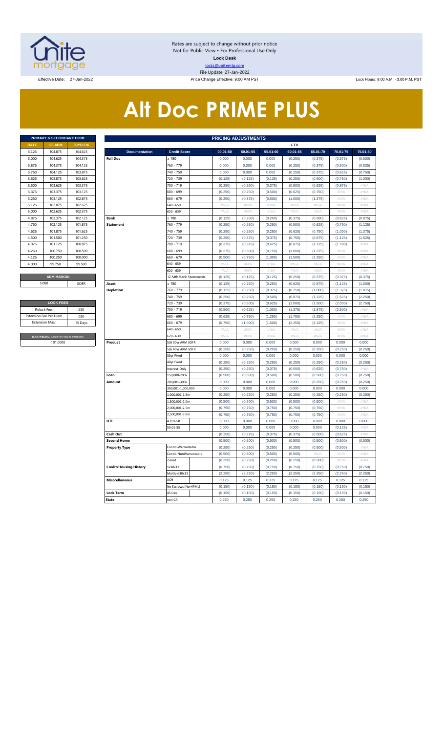Rates are subject to change without prior notice
Not for Public View • For Professional Use Only
**Lock Desk**
locks@unitemtg.com
File Update: 27-Jan-2022

Effective Date: 27-Jan-2022 | Price Change Effective: 9:00 AM PST | Lock Hours: 9:00 A.M. - 3:00 P.M. PST

# Alt Doc PRIME PLUS

| PRIMARY & SECONDARY HOME | | |
|---|---|---|
| RATE | 5/6 ARM | 30YR FIX |
| 6.125 | 104.875 | 104.625 |
| 6.000 | 104.625 | 104.375 |
| 5.875 | 104.375 | 104.125 |
| 5.750 | 104.125 | 103.875 |
| 5.625 | 103.875 | 103.625 |
| 5.500 | 103.625 | 103.375 |
| 5.375 | 103.375 | 103.125 |
| 5.250 | 103.125 | 102.875 |
| 5.125 | 102.875 | 102.625 |
| 5.000 | 102.625 | 102.375 |
| 4.875 | 102.375 | 102.125 |
| 4.750 | 102.125 | 101.875 |
| 4.625 | 101.875 | 101.625 |
| 4.500 | 101.500 | 101.250 |
| 4.375 | 101.125 | 100.875 |
| 4.250 | 100.750 | 100.500 |
| 4.125 | 100.250 | 100.000 |
| 4.000 | 99.750 | 99.500 |

| ARM MARGIN | |
|---|---|
| 5.000 | SOFR |

| LOCK FEES | |
|---|---|
| Relock Fee: | .250 |
| Extension Fee Per Diem | .030 |
| Extension Max: | 15 Days |

| MAX PRICING (Lower of Price or Premium) |
|---|
| 101.0000 |

| PRICING ADJUSTMENTS | | | | | | | | | |
|---|---|---|---|---|---|---|---|---|---|
| | | | LTV | | | | | | |
| Documentation | Credit Score | | 00.01-50 | 50.01-55 | 55.01-60 | 60.01-65 | 65.01-70 | 70.01-75 | 75.01-80 |
| Full Doc | ≥ 780 | | 0.000 | 0.000 | 0.000 | (0.250) | (0.375) | (0.375) | (0.500) |
| | 760 - 779 | | 0.000 | 0.000 | 0.000 | (0.250) | (0.375) | (0.500) | (0.625) |
| | 740 - 759 | | 0.000 | 0.000 | 0.000 | (0.250) | (0.375) | (0.625) | (0.750) |
| | 720 - 739 | | (0.125) | (0.125) | (0.125) | (0.250) | (0.500) | (0.750) | (1.000) |
| | 700 - 719 | | (0.250) | (0.250) | (0.375) | (0.500) | (0.625) | (0.875) | #N/A |
| | 680 - 699 | | (0.250) | (0.250) | (0.500) | (0.625) | (0.750) | #N/A | #N/A |
| | 660 - 679 | | (0.250) | (0.375) | (0.500) | (1.000) | (1.375) | #N/A | #N/A |
| | 640 - 659 | | #N/A | #N/A | #N/A | #N/A | #N/A | #N/A | #N/A |
| | 620 - 639 | | #N/A | #N/A | #N/A | #N/A | #N/A | #N/A | #N/A |
| Bank | ≥ 780 | | (0.125) | (0.250) | (0.250) | (0.375) | (0.500) | (0.625) | (0.875) |
| Statement | 760 - 779 | | (0.250) | (0.250) | (0.250) | (0.500) | (0.625) | (0.750) | (1.125) |
| | 740 - 759 | | (0.250) | (0.250) | (0.250) | (0.625) | (0.750) | (1.000) | (1.375) |
| | 720 - 739 | | (0.250) | (0.375) | (0.375) | (0.750) | (0.875) | (1.125) | (1.625) |
| | 700 - 719 | | (0.375) | (0.375) | (0.625) | (0.875) | (1.125) | (1.500) | #N/A |
| | 680 - 699 | | (0.375) | (0.500) | (0.750) | (1.000) | (1.375) | #N/A | #N/A |
| | 660 - 679 | | (0.500) | (0.750) | (1.000) | (1.500) | (2.250) | #N/A | #N/A |
| | 640 - 659 | | #N/A | #N/A | #N/A | #N/A | #N/A | #N/A | #N/A |
| | 620 - 639 | | #N/A | #N/A | #N/A | #N/A | #N/A | #N/A | #N/A |
| | 12 Mth Bank Statements | | (0.125) | (0.125) | (0.125) | (0.250) | (0.375) | (0.375) | (0.375) |
| Asset | ≥ 780 | | (0.125) | (0.250) | (0.250) | (0.625) | (0.875) | (1.125) | (1.500) |
| Depletion | 760 - 779 | | (0.125) | (0.250) | (0.375) | (0.750) | (1.000) | (1.375) | (1.875) |
| | 740 - 759 | | (0.250) | (0.250) | (0.500) | (0.875) | (1.125) | (1.625) | (2.250) |
| | 720 - 739 | | (0.375) | (0.500) | (0.625) | (1.000) | (1.500) | (2.000) | (2.750) |
| | 700 - 719 | | (0.500) | (0.625) | (1.000) | (1.375) | (1.875) | (2.500) | #N/A |
| | 680 - 699 | | (0.625) | (0.750) | (1.250) | (1.750) | (2.250) | #N/A | #N/A |
| | 660 - 679 | | (0.750) | (1.000) | (1.500) | (2.250) | (3.125) | #N/A | #N/A |
| | 640 - 659 | | #N/A | #N/A | #N/A | #N/A | #N/A | #N/A | #N/A |
| | 620 - 639 | | #N/A | #N/A | #N/A | #N/A | #N/A | #N/A | #N/A |
| Product | 5/6 30yr ARM SOFR | | 0.000 | 0.000 | 0.000 | 0.000 | 0.000 | 0.000 | 0.000 |
| | 5/6 40yr ARM SOFR | | (0.250) | (0.250) | (0.250) | (0.250) | (0.250) | (0.250) | (0.250) |
| | 30yr Fixed | | 0.000 | 0.000 | 0.000 | 0.000 | 0.000 | 0.000 | 0.000 |
| | 40yr Fixed | | (0.250) | (0.250) | (0.250) | (0.250) | (0.250) | (0.250) | (0.250) |
| | Interest-Only | | (0.250) | (0.250) | (0.375) | (0.500) | (0.625) | (0.750) | #N/A |
| Loan | 150,000-200k | | (0.500) | (0.500) | (0.500) | (0.500) | (0.500) | (0.750) | (0.750) |
| Amount | 200,001-300k | | 0.000 | 0.000 | 0.000 | 0.000 | (0.250) | (0.250) | (0.250) |
| | 300,001-1,000,000 | | 0.000 | 0.000 | 0.000 | 0.000 | 0.000 | 0.000 | 0.000 |
| | 1,000,001-1.5m | | (0.250) | (0.250) | (0.250) | (0.250) | (0.250) | (0.250) | (0.250) |
| | 1,500,001-2.0m | | (0.500) | (0.500) | (0.500) | (0.500) | (0.500) | #N/A | #N/A |
| | 2,000,001-2.5m | | (0.750) | (0.750) | (0.750) | (0.750) | (0.750) | #N/A | #N/A |
| | 2,500,001-3.0m | | (0.750) | (0.750) | (0.750) | (0.750) | (0.750) | #N/A | #N/A |
| DTI | 43.01-50 | | 0.000 | 0.000 | 0.000 | 0.000 | 0.000 | 0.000 | 0.000 |
| | 50.01-55 | | 0.000 | 0.000 | 0.000 | 0.000 | 0.000 | (0.125) | #N/A |
| Cash Out | | | (0.250) | (0.375) | (0.375) | (0.375) | (0.500) | (0.625) | #N/A |
| Second Home | | | (0.500) | (0.500) | (0.500) | (0.500) | (0.500) | (0.500) | (0.500) |
| Property Type | Condo-Warrantable | | (0.250) | (0.250) | (0.250) | (0.250) | (0.500) | (0.500) | #N/A |
| | Condo-NonWarrantable | | (0.500) | (0.500) | (0.500) | (0.500) | #N/A | #N/A | #N/A |
| | 2-Unit | | (0.250) | (0.250) | (0.250) | (0.250) | (0.500) | #N/A | #N/A |
| Credit/Housing History | 1x30x12 | | (0.750) | (0.750) | (0.750) | (0.750) | (0.750) | (0.750) | (0.750) |
| | Multiple30x12 | | (2.250) | (2.250) | (2.250) | (2.250) | (2.250) | (2.250) | (2.250) |
| Misccellaneous | ACH | | 0.125 | 0.125 | 0.125 | 0.125 | 0.125 | 0.125 | 0.125 |
| | No Escrows (No HPML) | | (0.150) | (0.150) | (0.150) | (0.150) | (0.150) | (0.150) | (0.150) |
| Lock Term | 45 Day | | (0.150) | (0.150) | (0.150) | (0.150) | (0.150) | (0.150) | (0.150) |
| State | non CA | | 0.250 | 0.250 | 0.250 | 0.250 | 0.250 | 0.250 | 0.250 |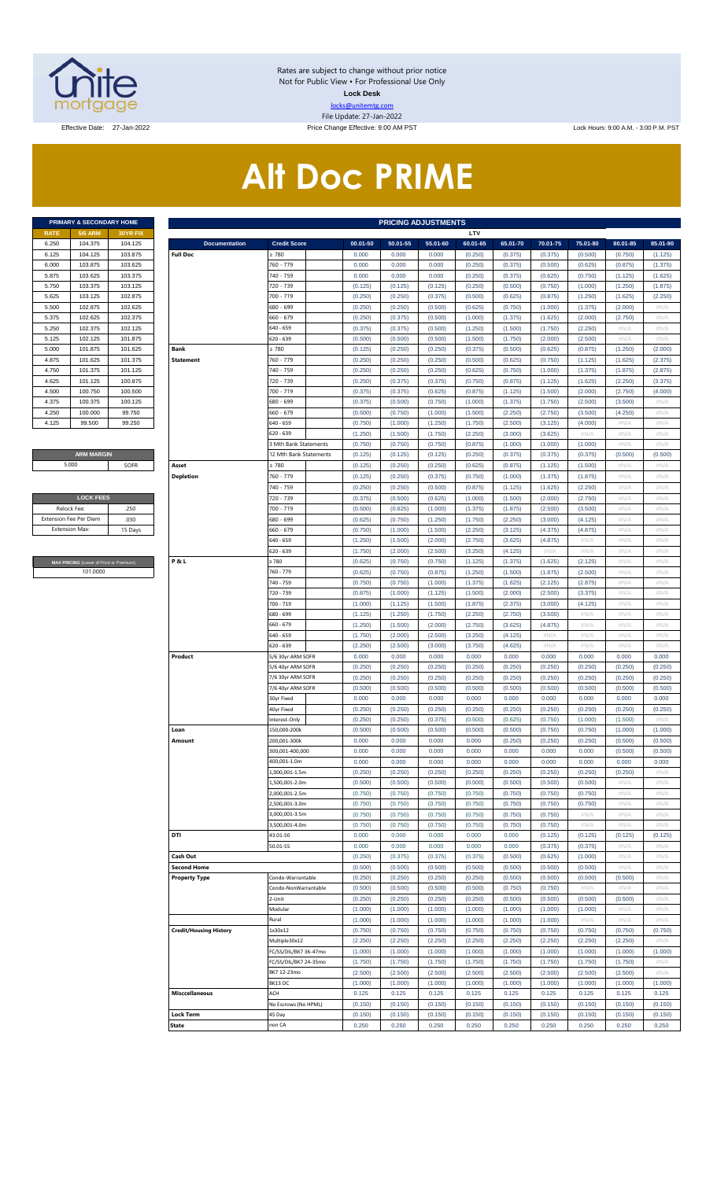Rates are subject to change without prior notice
Not for Public View • For Professional Use Only
**Lock Desk**
locks@unitemtg.com
File Update: 27-Jan-2022

Effective Date: 27-Jan-2022 | Price Change Effective: 9:00 AM PST | Lock Hours: 9:00 A.M. - 3:00 P.M. PST

# Alt Doc PRIME

| PRIMARY & SECONDARY HOME | | |
|---|---|---|
| RATE | 5/6 ARM | 30YR FIX |
| 6.250 | 104.375 | 104.125 |
| 6.125 | 104.125 | 103.875 |
| 6.000 | 103.875 | 103.625 |
| 5.875 | 103.625 | 103.375 |
| 5.750 | 103.375 | 103.125 |
| 5.625 | 103.125 | 102.875 |
| 5.500 | 102.875 | 102.625 |
| 5.375 | 102.625 | 102.375 |
| 5.250 | 102.375 | 102.125 |
| 5.125 | 102.125 | 101.875 |
| 5.000 | 101.875 | 101.625 |
| 4.875 | 101.625 | 101.375 |
| 4.750 | 101.375 | 101.125 |
| 4.625 | 101.125 | 100.875 |
| 4.500 | 100.750 | 100.500 |
| 4.375 | 100.375 | 100.125 |
| 4.250 | 100.000 | 99.750 |
| 4.125 | 99.500 | 99.250 |

| ARM MARGIN | |
|---|---|
| 5.000 | SOFR |

| LOCK FEES | |
|---|---|
| Relock Fee: | .250 |
| Extension Fee Per Diem | .030 |
| Extension Max: | 15 Days |

| MAX PRICING (Lower of Price or Premium) |
|---|
| 101.0000 |

| PRICING ADJUSTMENTS | | | | | | | | | | |
|---|---|---|---|---|---|---|---|---|---|---|
| | | LTV | | | | | | | | |
| Documentation | Credit Score | 00.01-50 | 50.01-55 | 55.01-60 | 60.01-65 | 65.01-70 | 70.01-75 | 75.01-80 | 80.01-85 | 85.01-90 |
| Full Doc | ≥ 780 | 0.000 | 0.000 | 0.000 | (0.250) | (0.375) | (0.375) | (0.500) | (0.750) | (1.125) |
| | 760 - 779 | 0.000 | 0.000 | 0.000 | (0.250) | (0.375) | (0.500) | (0.625) | (0.875) | (1.375) |
| | 740 - 759 | 0.000 | 0.000 | 0.000 | (0.250) | (0.375) | (0.625) | (0.750) | (1.125) | (1.625) |
| | 720 - 739 | (0.125) | (0.125) | (0.125) | (0.250) | (0.500) | (0.750) | (1.000) | (1.250) | (1.875) |
| | 700 - 719 | (0.250) | (0.250) | (0.375) | (0.500) | (0.625) | (0.875) | (1.250) | (1.625) | (2.250) |
| | 680 - 699 | (0.250) | (0.250) | (0.500) | (0.625) | (0.750) | (1.000) | (1.375) | (2.000) | #N/A |
| | 660 - 679 | (0.250) | (0.375) | (0.500) | (1.000) | (1.375) | (1.625) | (2.000) | (2.750) | #N/A |
| | 640 - 659 | (0.375) | (0.375) | (0.500) | (1.250) | (1.500) | (1.750) | (2.250) | #N/A | #N/A |
| | 620 - 639 | (0.500) | (0.500) | (0.500) | (1.500) | (1.750) | (2.000) | (2.500) | #N/A | #N/A |
| Bank Statement | ≥ 780 | (0.125) | (0.250) | (0.250) | (0.375) | (0.500) | (0.625) | (0.875) | (1.250) | (2.000) |
| | 760 - 779 | (0.250) | (0.250) | (0.250) | (0.500) | (0.625) | (0.750) | (1.125) | (1.625) | (2.375) |
| | 740 - 759 | (0.250) | (0.250) | (0.250) | (0.625) | (0.750) | (1.000) | (1.375) | (1.875) | (2.875) |
| | 720 - 739 | (0.250) | (0.375) | (0.375) | (0.750) | (0.875) | (1.125) | (1.625) | (2.250) | (3.375) |
| | 700 - 719 | (0.375) | (0.375) | (0.625) | (0.875) | (1.125) | (1.500) | (2.000) | (2.750) | (4.000) |
| | 680 - 699 | (0.375) | (0.500) | (0.750) | (1.000) | (1.375) | (1.750) | (2.500) | (3.500) | #N/A |
| | 660 - 679 | (0.500) | (0.750) | (1.000) | (1.500) | (2.250) | (2.750) | (3.500) | (4.250) | #N/A |
| | 640 - 659 | (0.750) | (1.000) | (1.250) | (1.750) | (2.500) | (3.125) | (4.000) | #N/A | #N/A |
| | 620 - 639 | (1.250) | (1.500) | (1.750) | (2.250) | (3.000) | (3.625) | #N/A | #N/A | #N/A |
| | 3 Mth Bank Statements | (0.750) | (0.750) | (0.750) | (0.875) | (1.000) | (1.000) | (1.000) | #N/A | #N/A |
| | 12 Mth Bank Statements | (0.125) | (0.125) | (0.125) | (0.250) | (0.375) | (0.375) | (0.375) | (0.500) | (0.500) |
| Asset Depletion | ≥ 780 | (0.125) | (0.250) | (0.250) | (0.625) | (0.875) | (1.125) | (1.500) | #N/A | #N/A |
| | 760 - 779 | (0.125) | (0.250) | (0.375) | (0.750) | (1.000) | (1.375) | (1.875) | #N/A | #N/A |
| | 740 - 759 | (0.250) | (0.250) | (0.500) | (0.875) | (1.125) | (1.625) | (2.250) | #N/A | #N/A |
| | 720 - 739 | (0.375) | (0.500) | (0.625) | (1.000) | (1.500) | (2.000) | (2.750) | #N/A | #N/A |
| | 700 - 719 | (0.500) | (0.625) | (1.000) | (1.375) | (1.875) | (2.500) | (3.500) | #N/A | #N/A |
| | 680 - 699 | (0.625) | (0.750) | (1.250) | (1.750) | (2.250) | (3.000) | (4.125) | #N/A | #N/A |
| | 660 - 679 | (0.750) | (1.000) | (1.500) | (2.250) | (3.125) | (4.375) | (4.875) | #N/A | #N/A |
| | 640 - 659 | (1.250) | (1.500) | (2.000) | (2.750) | (3.625) | (4.875) | #N/A | #N/A | #N/A |
| | 620 - 639 | (1.750) | (2.000) | (2.500) | (3.250) | (4.125) | #N/A | #N/A | #N/A | #N/A |
| P & L | ≥ 780 | (0.625) | (0.750) | (0.750) | (1.125) | (1.375) | (1.625) | (2.125) | #N/A | #N/A |
| | 760 - 779 | (0.625) | (0.750) | (0.875) | (1.250) | (1.500) | (1.875) | (2.500) | #N/A | #N/A |
| | 740 - 759 | (0.750) | (0.750) | (1.000) | (1.375) | (1.625) | (2.125) | (2.875) | #N/A | #N/A |
| | 720 - 739 | (0.875) | (1.000) | (1.125) | (1.500) | (2.000) | (2.500) | (3.375) | #N/A | #N/A |
| | 700 - 719 | (1.000) | (1.125) | (1.500) | (1.875) | (2.375) | (3.000) | (4.125) | #N/A | #N/A |
| | 680 - 699 | (1.125) | (1.250) | (1.750) | (2.250) | (2.750) | (3.500) | #N/A | #N/A | #N/A |
| | 660 - 679 | (1.250) | (1.500) | (2.000) | (2.750) | (3.625) | (4.875) | #N/A | #N/A | #N/A |
| | 640 - 659 | (1.750) | (2.000) | (2.500) | (3.250) | (4.125) | #N/A | #N/A | #N/A | #N/A |
| | 620 - 639 | (2.250) | (2.500) | (3.000) | (3.750) | (4.625) | #N/A | #N/A | #N/A | #N/A |
| Product | 5/6 30yr ARM SOFR | 0.000 | 0.000 | 0.000 | 0.000 | 0.000 | 0.000 | 0.000 | 0.000 | 0.000 |
| | 5/6 40yr ARM SOFR | (0.250) | (0.250) | (0.250) | (0.250) | (0.250) | (0.250) | (0.250) | (0.250) | (0.250) |
| | 7/6 30yr ARM SOFR | (0.250) | (0.250) | (0.250) | (0.250) | (0.250) | (0.250) | (0.250) | (0.250) | (0.250) |
| | 7/6 40yr ARM SOFR | (0.500) | (0.500) | (0.500) | (0.500) | (0.500) | (0.500) | (0.500) | (0.500) | (0.500) |
| | 30yr Fixed | 0.000 | 0.000 | 0.000 | 0.000 | 0.000 | 0.000 | 0.000 | 0.000 | 0.000 |
| | 40yr Fixed | (0.250) | (0.250) | (0.250) | (0.250) | (0.250) | (0.250) | (0.250) | (0.250) | (0.250) |
| | Interest-Only | (0.250) | (0.250) | (0.375) | (0.500) | (0.625) | (0.750) | (1.000) | (1.500) | #N/A |
| Loan Amount | 150,000-200k | (0.500) | (0.500) | (0.500) | (0.500) | (0.500) | (0.750) | (0.750) | (1.000) | (1.000) |
| | 200,001-300k | 0.000 | 0.000 | 0.000 | 0.000 | (0.250) | (0.250) | (0.250) | (0.500) | (0.500) |
| | 300,001-400,000 | 0.000 | 0.000 | 0.000 | 0.000 | 0.000 | 0.000 | 0.000 | (0.500) | (0.500) |
| | 400,001-1.0m | 0.000 | 0.000 | 0.000 | 0.000 | 0.000 | 0.000 | 0.000 | 0.000 | 0.000 |
| | 1,000,001-1.5m | (0.250) | (0.250) | (0.250) | (0.250) | (0.250) | (0.250) | (0.250) | (0.250) | #N/A |
| | 1,500,001-2.0m | (0.500) | (0.500) | (0.500) | (0.500) | (0.500) | (0.500) | (0.500) | #N/A | #N/A |
| | 2,000,001-2.5m | (0.750) | (0.750) | (0.750) | (0.750) | (0.750) | (0.750) | (0.750) | #N/A | #N/A |
| | 2,500,001-3.0m | (0.750) | (0.750) | (0.750) | (0.750) | (0.750) | (0.750) | (0.750) | #N/A | #N/A |
| | 3,000,001-3.5m | (0.750) | (0.750) | (0.750) | (0.750) | (0.750) | (0.750) | #N/A | #N/A | #N/A |
| | 3,500,001-4.0m | (0.750) | (0.750) | (0.750) | (0.750) | (0.750) | (0.750) | #N/A | #N/A | #N/A |
| DTI | 43.01-50 | 0.000 | 0.000 | 0.000 | 0.000 | 0.000 | (0.125) | (0.125) | (0.125) | (0.125) |
| | 50.01-55 | 0.000 | 0.000 | 0.000 | 0.000 | 0.000 | (0.375) | (0.375) | #N/A | #N/A |
| Cash Out | | (0.250) | (0.375) | (0.375) | (0.375) | (0.500) | (0.625) | (1.000) | #N/A | #N/A |
| Second Home | | (0.500) | (0.500) | (0.500) | (0.500) | (0.500) | (0.500) | (0.500) | #N/A | #N/A |
| Property Type | Condo-Warrantable | (0.250) | (0.250) | (0.250) | (0.250) | (0.500) | (0.500) | (0.500) | (0.500) | #N/A |
| | Condo-NonWarrantable | (0.500) | (0.500) | (0.500) | (0.500) | (0.750) | (0.750) | #N/A | #N/A | #N/A |
| | 2-Unit | (0.250) | (0.250) | (0.250) | (0.250) | (0.500) | (0.500) | (0.500) | (0.500) | #N/A |
| | Modular | (1.000) | (1.000) | (1.000) | (1.000) | (1.000) | (1.000) | (1.000) | #N/A | #N/A |
| | Rural | (1.000) | (1.000) | (1.000) | (1.000) | (1.000) | (1.000) | #N/A | #N/A | #N/A |
| Credit/Housing History | 1x30x12 | (0.750) | (0.750) | (0.750) | (0.750) | (0.750) | (0.750) | (0.750) | (0.750) | (0.750) |
| | Multiple30x12 | (2.250) | (2.250) | (2.250) | (2.250) | (2.250) | (2.250) | (2.250) | (2.250) | #N/A |
| | FC/SS/DIL/BK7 36-47mo | (1.000) | (1.000) | (1.000) | (1.000) | (1.000) | (1.000) | (1.000) | (1.000) | (1.000) |
| | FC/SS/DIL/BK7 24-35mo | (1.750) | (1.750) | (1.750) | (1.750) | (1.750) | (1.750) | (1.750) | (1.750) | #N/A |
| | BK7 12-23mo | (2.500) | (2.500) | (2.500) | (2.500) | (2.500) | (2.500) | (2.500) | (2.500) | #N/A |
| | BK13 DC | (1.000) | (1.000) | (1.000) | (1.000) | (1.000) | (1.000) | (1.000) | (1.000) | (1.000) |
| Misccellaneous | ACH | 0.125 | 0.125 | 0.125 | 0.125 | 0.125 | 0.125 | 0.125 | 0.125 | 0.125 |
| | No Escrows (No HPML) | (0.150) | (0.150) | (0.150) | (0.150) | (0.150) | (0.150) | (0.150) | (0.150) | (0.150) |
| Lock Term | 45 Day | (0.150) | (0.150) | (0.150) | (0.150) | (0.150) | (0.150) | (0.150) | (0.150) | (0.150) |
| State | non CA | 0.250 | 0.250 | 0.250 | 0.250 | 0.250 | 0.250 | 0.250 | 0.250 | 0.250 |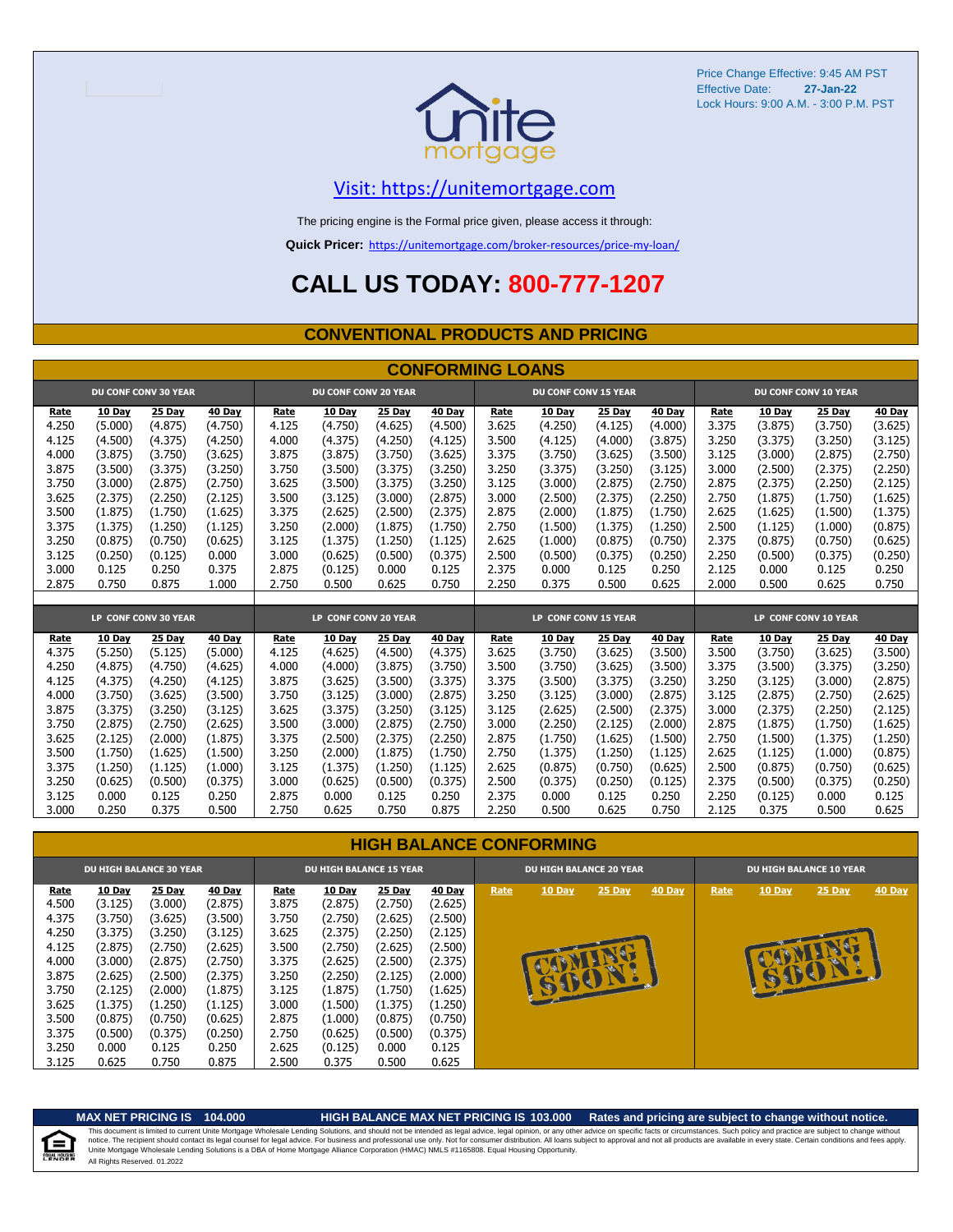Price Change Effective: 9:45 AM PST
Effective Date: **27-Jan-22**
Lock Hours: 9:00 A.M. - 3:00 P.M. PST

unite mortgage

Visit: https://unitemortgage.com

The pricing engine is the Formal price given, please access it through:

**Quick Pricer:** https://unitemortgage.com/broker-resources/price-my-loan/

# CALL US TODAY: 800-777-1207

## CONVENTIONAL PRODUCTS AND PRICING

### CONFORMING LOANS

| DU CONF CONV 30 YEAR | | | | DU CONF CONV 20 YEAR | | | | DU CONF CONV 15 YEAR | | | | DU CONF CONV 10 YEAR | | | |
|---|---|---|---|---|---|---|---|---|---|---|---|---|---|---|---|
| Rate | 10 Day | 25 Day | 40 Day | Rate | 10 Day | 25 Day | 40 Day | Rate | 10 Day | 25 Day | 40 Day | Rate | 10 Day | 25 Day | 40 Day |
| 4.250 | (5.000) | (4.875) | (4.750) | 4.125 | (4.750) | (4.625) | (4.500) | 3.625 | (4.250) | (4.125) | (4.000) | 3.375 | (3.875) | (3.750) | (3.625) |
| 4.125 | (4.500) | (4.375) | (4.250) | 4.000 | (4.375) | (4.250) | (4.125) | 3.500 | (4.125) | (4.000) | (3.875) | 3.250 | (3.375) | (3.250) | (3.125) |
| 4.000 | (3.875) | (3.750) | (3.625) | 3.875 | (3.875) | (3.750) | (3.625) | 3.375 | (3.750) | (3.625) | (3.500) | 3.125 | (3.000) | (2.875) | (2.750) |
| 3.875 | (3.500) | (3.375) | (3.250) | 3.750 | (3.500) | (3.375) | (3.250) | 3.250 | (3.375) | (3.250) | (3.125) | 3.000 | (2.500) | (2.375) | (2.250) |
| 3.750 | (3.000) | (2.875) | (2.750) | 3.625 | (3.500) | (3.375) | (3.250) | 3.125 | (3.000) | (2.875) | (2.750) | 2.875 | (2.375) | (2.250) | (2.125) |
| 3.625 | (2.375) | (2.250) | (2.125) | 3.500 | (3.125) | (3.000) | (2.875) | 3.000 | (2.500) | (2.375) | (2.250) | 2.750 | (1.875) | (1.750) | (1.625) |
| 3.500 | (1.875) | (1.750) | (1.625) | 3.375 | (2.625) | (2.500) | (2.375) | 2.875 | (2.000) | (1.875) | (1.750) | 2.625 | (1.625) | (1.500) | (1.375) |
| 3.375 | (1.375) | (1.250) | (1.125) | 3.250 | (2.000) | (1.875) | (1.750) | 2.750 | (1.500) | (1.375) | (1.250) | 2.500 | (1.125) | (1.000) | (0.875) |
| 3.250 | (0.875) | (0.750) | (0.625) | 3.125 | (1.375) | (1.250) | (1.125) | 2.625 | (1.000) | (0.875) | (0.750) | 2.375 | (0.875) | (0.750) | (0.625) |
| 3.125 | (0.250) | (0.125) | 0.000 | 3.000 | (0.625) | (0.500) | (0.375) | 2.500 | (0.500) | (0.375) | (0.250) | 2.250 | (0.500) | (0.375) | (0.250) |
| 3.000 | 0.125 | 0.250 | 0.375 | 2.875 | (0.125) | 0.000 | 0.125 | 2.375 | 0.000 | 0.125 | 0.250 | 2.125 | 0.000 | 0.125 | 0.250 |
| 2.875 | 0.750 | 0.875 | 1.000 | 2.750 | 0.500 | 0.625 | 0.750 | 2.250 | 0.375 | 0.500 | 0.625 | 2.000 | 0.500 | 0.625 | 0.750 |

| LP CONF CONV 30 YEAR | | | | LP CONF CONV 20 YEAR | | | | LP CONF CONV 15 YEAR | | | | LP CONF CONV 10 YEAR | | | |
|---|---|---|---|---|---|---|---|---|---|---|---|---|---|---|---|
| Rate | 10 Day | 25 Day | 40 Day | Rate | 10 Day | 25 Day | 40 Day | Rate | 10 Day | 25 Day | 40 Day | Rate | 10 Day | 25 Day | 40 Day |
| 4.375 | (5.250) | (5.125) | (5.000) | 4.125 | (4.625) | (4.500) | (4.375) | 3.625 | (3.750) | (3.625) | (3.500) | 3.500 | (3.750) | (3.625) | (3.500) |
| 4.250 | (4.875) | (4.750) | (4.625) | 4.000 | (4.000) | (3.875) | (3.750) | 3.500 | (3.750) | (3.625) | (3.500) | 3.375 | (3.500) | (3.375) | (3.250) |
| 4.125 | (4.375) | (4.250) | (4.125) | 3.875 | (3.625) | (3.500) | (3.375) | 3.375 | (3.500) | (3.375) | (3.250) | 3.250 | (3.125) | (3.000) | (2.875) |
| 4.000 | (3.750) | (3.625) | (3.500) | 3.750 | (3.125) | (3.000) | (2.875) | 3.250 | (3.125) | (3.000) | (2.875) | 3.125 | (2.875) | (2.750) | (2.625) |
| 3.875 | (3.375) | (3.250) | (3.125) | 3.625 | (3.375) | (3.250) | (3.125) | 3.125 | (2.625) | (2.500) | (2.375) | 3.000 | (2.375) | (2.250) | (2.125) |
| 3.750 | (2.875) | (2.750) | (2.625) | 3.500 | (3.000) | (2.875) | (2.750) | 3.000 | (2.250) | (2.125) | (2.000) | 2.875 | (1.875) | (1.750) | (1.625) |
| 3.625 | (2.125) | (2.000) | (1.875) | 3.375 | (2.500) | (2.375) | (2.250) | 2.875 | (1.750) | (1.625) | (1.500) | 2.750 | (1.500) | (1.375) | (1.250) |
| 3.500 | (1.750) | (1.625) | (1.500) | 3.250 | (2.000) | (1.875) | (1.750) | 2.750 | (1.375) | (1.250) | (1.125) | 2.625 | (1.125) | (1.000) | (0.875) |
| 3.375 | (1.250) | (1.125) | (1.000) | 3.125 | (1.375) | (1.250) | (1.125) | 2.625 | (0.875) | (0.750) | (0.625) | 2.500 | (0.875) | (0.750) | (0.625) |
| 3.250 | (0.625) | (0.500) | (0.375) | 3.000 | (0.625) | (0.500) | (0.375) | 2.500 | (0.375) | (0.250) | (0.125) | 2.375 | (0.500) | (0.375) | (0.250) |
| 3.125 | 0.000 | 0.125 | 0.250 | 2.875 | 0.000 | 0.125 | 0.250 | 2.375 | 0.000 | 0.125 | 0.250 | 2.250 | (0.125) | 0.000 | 0.125 |
| 3.000 | 0.250 | 0.375 | 0.500 | 2.750 | 0.625 | 0.750 | 0.875 | 2.250 | 0.500 | 0.625 | 0.750 | 2.125 | 0.375 | 0.500 | 0.625 |

### HIGH BALANCE CONFORMING

| DU HIGH BALANCE 30 YEAR | | | | DU HIGH BALANCE 15 YEAR | | | | DU HIGH BALANCE 20 YEAR | | | | DU HIGH BALANCE 10 YEAR | | | |
|---|---|---|---|---|---|---|---|---|---|---|---|---|---|---|---|
| Rate | 10 Day | 25 Day | 40 Day | Rate | 10 Day | 25 Day | 40 Day | Rate | 10 Day | 25 Day | 40 Day | Rate | 10 Day | 25 Day | 40 Day |
| 4.500 | (3.125) | (3.000) | (2.875) | 3.875 | (2.875) | (2.750) | (2.625) | | | | | | | | |
| 4.375 | (3.750) | (3.625) | (3.500) | 3.750 | (2.750) | (2.625) | (2.500) | | | | | | | | |
| 4.250 | (3.375) | (3.250) | (3.125) | 3.625 | (2.375) | (2.250) | (2.125) | | | | | | | | |
| 4.125 | (2.875) | (2.750) | (2.625) | 3.500 | (2.750) | (2.625) | (2.500) | | | | | | | | |
| 4.000 | (3.000) | (2.875) | (2.750) | 3.375 | (2.625) | (2.500) | (2.375) | COMING SOON! | | | | COMING SOON! | | | |
| 3.875 | (2.625) | (2.500) | (2.375) | 3.250 | (2.250) | (2.125) | (2.000) | | | | | | | | |
| 3.750 | (2.125) | (2.000) | (1.875) | 3.125 | (1.875) | (1.750) | (1.625) | | | | | | | | |
| 3.625 | (1.375) | (1.250) | (1.125) | 3.000 | (1.500) | (1.375) | (1.250) | | | | | | | | |
| 3.500 | (0.875) | (0.750) | (0.625) | 2.875 | (1.000) | (0.875) | (0.750) | | | | | | | | |
| 3.375 | (0.500) | (0.375) | (0.250) | 2.750 | (0.625) | (0.500) | (0.375) | | | | | | | | |
| 3.250 | 0.000 | 0.125 | 0.250 | 2.625 | (0.125) | 0.000 | 0.125 | | | | | | | | |
| 3.125 | 0.625 | 0.750 | 0.875 | 2.500 | 0.375 | 0.500 | 0.625 | | | | | | | | |

**MAX NET PRICING IS 104.000** **HIGH BALANCE MAX NET PRICING IS 103.000** **Rates and pricing are subject to change without notice.**

This document is limited to current Unite Mortgage Wholesale Lending Solutions, and should not be intended as legal advice, legal opinion, or any other advice on specific facts or circumstances. Such policy and practice are subject to change without notice. The recipient should contact its legal counsel for legal advice. For business and professional use only. Not for consumer distribution. All loans subject to approval and not all products are available in every state. Certain conditions and fees apply. Unite Mortgage Wholesale Lending Solutions is a DBA of Home Mortgage Alliance Corporation (HMAC) NMLS #1165808. Equal Housing Opportunity.
All Rights Reserved. 01.2022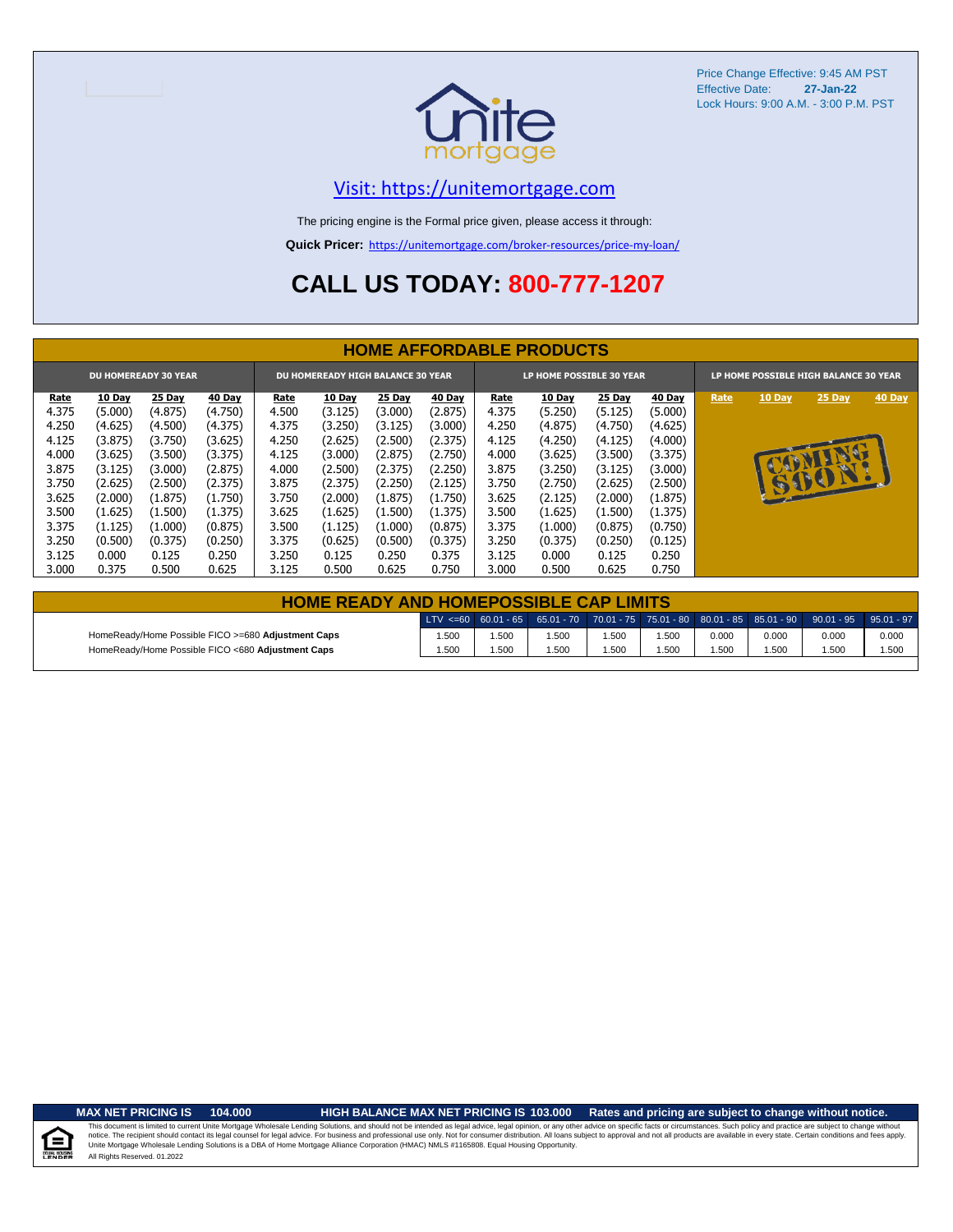Price Change Effective: 9:45 AM PST
Effective Date: **27-Jan-22**
Lock Hours: 9:00 A.M. - 3:00 P.M. PST

unite mortgage

Visit: https://unitemortgage.com

The pricing engine is the Formal price given, please access it through:

**Quick Pricer:** https://unitemortgage.com/broker-resources/price-my-loan/

# CALL US TODAY: 800-777-1207

## HOME AFFORDABLE PRODUCTS

| DU HOMEREADY 30 YEAR | | | | DU HOMEREADY HIGH BALANCE 30 YEAR | | | | LP HOME POSSIBLE 30 YEAR | | | | LP HOME POSSIBLE HIGH BALANCE 30 YEAR | | | |
|---|---|---|---|---|---|---|---|---|---|---|---|---|---|---|---|
| Rate | 10 Day | 25 Day | 40 Day | Rate | 10 Day | 25 Day | 40 Day | Rate | 10 Day | 25 Day | 40 Day | Rate | 10 Day | 25 Day | 40 Day |
| 4.375 | (5.000) | (4.875) | (4.750) | 4.500 | (3.125) | (3.000) | (2.875) | 4.375 | (5.250) | (5.125) | (5.000) | COMING SOON! | | | |
| 4.250 | (4.625) | (4.500) | (4.375) | 4.375 | (3.250) | (3.125) | (3.000) | 4.250 | (4.875) | (4.750) | (4.625) | | | | |
| 4.125 | (3.875) | (3.750) | (3.625) | 4.250 | (2.625) | (2.500) | (2.375) | 4.125 | (4.250) | (4.125) | (4.000) | | | | |
| 4.000 | (3.625) | (3.500) | (3.375) | 4.125 | (3.000) | (2.875) | (2.750) | 4.000 | (3.625) | (3.500) | (3.375) | | | | |
| 3.875 | (3.125) | (3.000) | (2.875) | 4.000 | (2.500) | (2.375) | (2.250) | 3.875 | (3.250) | (3.125) | (3.000) | | | | |
| 3.750 | (2.625) | (2.500) | (2.375) | 3.875 | (2.375) | (2.250) | (2.125) | 3.750 | (2.750) | (2.625) | (2.500) | | | | |
| 3.625 | (2.000) | (1.875) | (1.750) | 3.750 | (2.000) | (1.875) | (1.750) | 3.625 | (2.125) | (2.000) | (1.875) | | | | |
| 3.500 | (1.625) | (1.500) | (1.375) | 3.625 | (1.625) | (1.500) | (1.375) | 3.500 | (1.625) | (1.500) | (1.375) | | | | |
| 3.375 | (1.125) | (1.000) | (0.875) | 3.500 | (1.125) | (1.000) | (0.875) | 3.375 | (1.000) | (0.875) | (0.750) | | | | |
| 3.250 | (0.500) | (0.375) | (0.250) | 3.375 | (0.625) | (0.500) | (0.375) | 3.250 | (0.375) | (0.250) | (0.125) | | | | |
| 3.125 | 0.000 | 0.125 | 0.250 | 3.250 | 0.125 | 0.250 | 0.375 | 3.125 | 0.000 | 0.125 | 0.250 | | | | |
| 3.000 | 0.375 | 0.500 | 0.625 | 3.125 | 0.500 | 0.625 | 0.750 | 3.000 | 0.500 | 0.625 | 0.750 | | | | |

## HOME READY AND HOMEPOSSIBLE CAP LIMITS

| | LTV <=60 | 60.01 - 65 | 65.01 - 70 | 70.01 - 75 | 75.01 - 80 | 80.01 - 85 | 85.01 - 90 | 90.01 - 95 | 95.01 - 97 |
|---|---|---|---|---|---|---|---|---|---|
| HomeReady/Home Possible FICO >=680 **Adjustment Caps** | 1.500 | 1.500 | 1.500 | 1.500 | 1.500 | 0.000 | 0.000 | 0.000 | 0.000 |
| HomeReady/Home Possible FICO <680 **Adjustment Caps** | 1.500 | 1.500 | 1.500 | 1.500 | 1.500 | 1.500 | 1.500 | 1.500 | 1.500 |

**MAX NET PRICING IS 104.000** **HIGH BALANCE MAX NET PRICING IS 103.000** **Rates and pricing are subject to change without notice.**

This document is limited to current Unite Mortgage Wholesale Lending Solutions, and should not be intended as legal advice, legal opinion, or any other advice on specific facts or circumstances. Such policy and practice are subject to change without notice. The recipient should contact its legal counsel for legal advice. For business and professional use only. Not for consumer distribution. All loans subject to approval and not all products are available in every state. Certain conditions and fees apply. Unite Mortgage Wholesale Lending Solutions is a DBA of Home Mortgage Alliance Corporation (HMAC) NMLS #1165808. Equal Housing Opportunity.
All Rights Reserved. 01.2022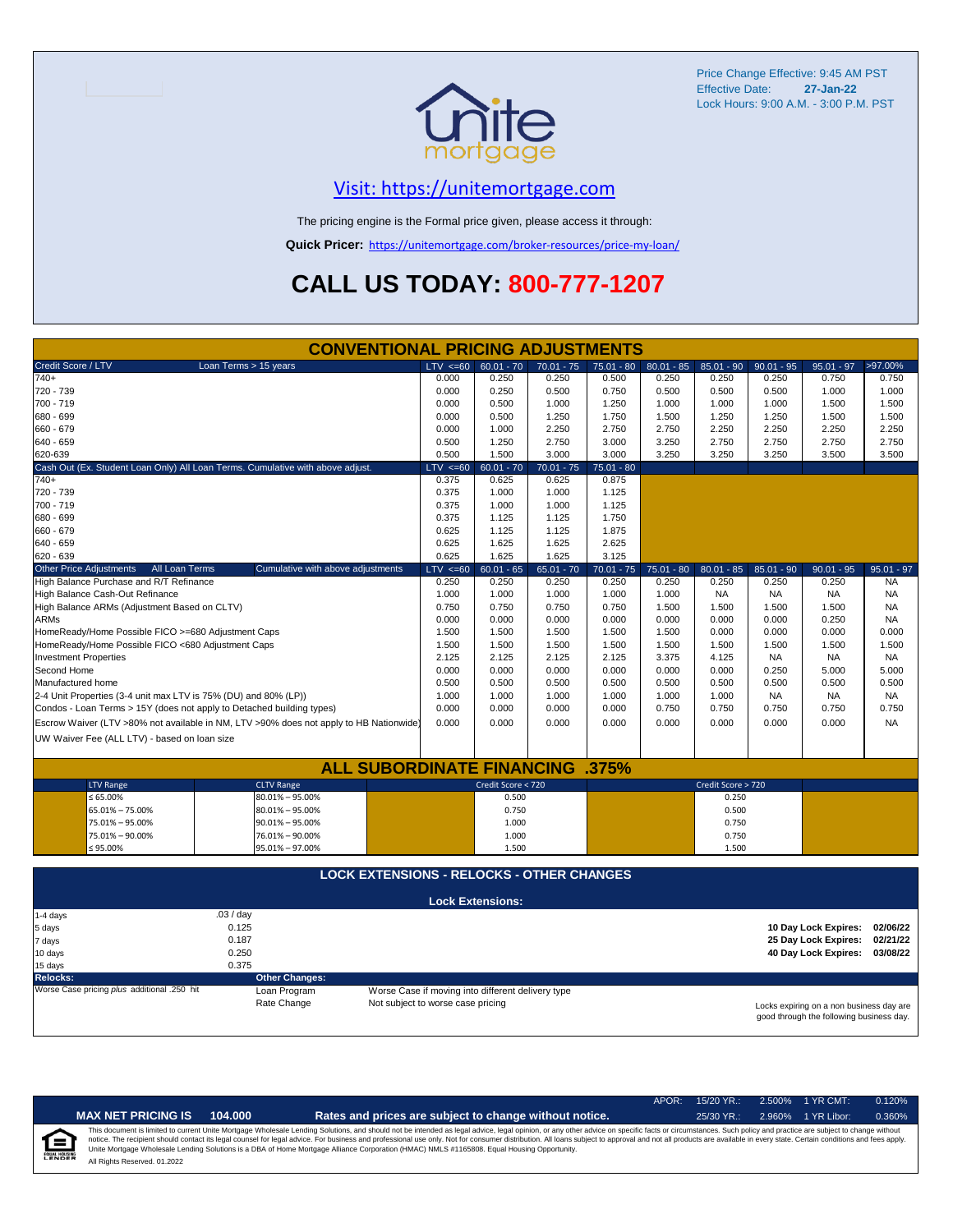Price Change Effective: 9:45 AM PST
Effective Date: **27-Jan-22**
Lock Hours: 9:00 A.M. - 3:00 P.M. PST

## Visit: https://unitemortgage.com

The pricing engine is the Formal price given, please access it through:

**Quick Pricer:** https://unitemortgage.com/broker-resources/price-my-loan/

# CALL US TODAY: 800-777-1207

## CONVENTIONAL PRICING ADJUSTMENTS

| Credit Score / LTV — Loan Terms > 15 years | LTV <=60 | 60.01 - 70 | 70.01 - 75 | 75.01 - 80 | 80.01 - 85 | 85.01 - 90 | 90.01 - 95 | 95.01 - 97 | >97.00% |
|---|---|---|---|---|---|---|---|---|---|
| 740+ | 0.000 | 0.250 | 0.250 | 0.500 | 0.250 | 0.250 | 0.250 | 0.750 | 0.750 |
| 720 - 739 | 0.000 | 0.250 | 0.500 | 0.750 | 0.500 | 0.500 | 0.500 | 1.000 | 1.000 |
| 700 - 719 | 0.000 | 0.500 | 1.000 | 1.250 | 1.000 | 1.000 | 1.000 | 1.500 | 1.500 |
| 680 - 699 | 0.000 | 0.500 | 1.250 | 1.750 | 1.500 | 1.250 | 1.250 | 1.500 | 1.500 |
| 660 - 679 | 0.000 | 1.000 | 2.250 | 2.750 | 2.750 | 2.250 | 2.250 | 2.250 | 2.250 |
| 640 - 659 | 0.500 | 1.250 | 2.750 | 3.000 | 3.250 | 2.750 | 2.750 | 2.750 | 2.750 |
| 620-639 | 0.500 | 1.500 | 3.000 | 3.000 | 3.250 | 3.250 | 3.250 | 3.500 | 3.500 |

| Cash Out (Ex. Student Loan Only) All Loan Terms. Cumulative with above adjust. | LTV <=60 | 60.01 - 70 | 70.01 - 75 | 75.01 - 80 |
|---|---|---|---|---|
| 740+ | 0.375 | 0.625 | 0.625 | 0.875 |
| 720 - 739 | 0.375 | 1.000 | 1.000 | 1.125 |
| 700 - 719 | 0.375 | 1.000 | 1.000 | 1.125 |
| 680 - 699 | 0.375 | 1.125 | 1.125 | 1.750 |
| 660 - 679 | 0.625 | 1.125 | 1.125 | 1.875 |
| 640 - 659 | 0.625 | 1.625 | 1.625 | 2.625 |
| 620 - 639 | 0.625 | 1.625 | 1.625 | 3.125 |

| Other Price Adjustments — All Loan Terms — Cumulative with above adjustments | LTV <=60 | 60.01 - 65 | 65.01 - 70 | 70.01 - 75 | 75.01 - 80 | 80.01 - 85 | 85.01 - 90 | 90.01 - 95 | 95.01 - 97 |
|---|---|---|---|---|---|---|---|---|---|
| High Balance Purchase and R/T Refinance | 0.250 | 0.250 | 0.250 | 0.250 | 0.250 | 0.250 | 0.250 | 0.250 | NA |
| High Balance Cash-Out Refinance | 1.000 | 1.000 | 1.000 | 1.000 | 1.000 | NA | NA | NA | NA |
| High Balance ARMs (Adjustment Based on CLTV) | 0.750 | 0.750 | 0.750 | 0.750 | 1.500 | 1.500 | 1.500 | 1.500 | NA |
| ARMs | 0.000 | 0.000 | 0.000 | 0.000 | 0.000 | 0.000 | 0.000 | 0.250 | NA |
| HomeReady/Home Possible FICO >=680 Adjustment Caps | 1.500 | 1.500 | 1.500 | 1.500 | 1.500 | 0.000 | 0.000 | 0.000 | 0.000 |
| HomeReady/Home Possible FICO <680 Adjustment Caps | 1.500 | 1.500 | 1.500 | 1.500 | 1.500 | 1.500 | 1.500 | 1.500 | 1.500 |
| Investment Properties | 2.125 | 2.125 | 2.125 | 2.125 | 3.375 | 4.125 | NA | NA | NA |
| Second Home | 0.000 | 0.000 | 0.000 | 0.000 | 0.000 | 0.000 | 0.250 | 5.000 | 5.000 |
| Manufactured home | 0.500 | 0.500 | 0.500 | 0.500 | 0.500 | 0.500 | 0.500 | 0.500 | 0.500 |
| 2-4 Unit Properties (3-4 unit max LTV is 75% (DU) and 80% (LP)) | 1.000 | 1.000 | 1.000 | 1.000 | 1.000 | 1.000 | NA | NA | NA |
| Condos - Loan Terms > 15Y (does not apply to Detached building types) | 0.000 | 0.000 | 0.000 | 0.000 | 0.750 | 0.750 | 0.750 | 0.750 | 0.750 |
| Escrow Waiver (LTV >80% not available in NM, LTV >90% does not apply to HB Nationwide) | 0.000 | 0.000 | 0.000 | 0.000 | 0.000 | 0.000 | 0.000 | 0.000 | NA |
| UW Waiver Fee (ALL LTV) - based on loan size | | | | | | | | | |

## ALL SUBORDINATE FINANCING .375%

| LTV Range | CLTV Range | Credit Score < 720 | Credit Score > 720 |
|---|---|---|---|
| ≤ 65.00% | 80.01% – 95.00% | 0.500 | 0.250 |
| 65.01% – 75.00% | 80.01% – 95.00% | 0.750 | 0.500 |
| 75.01% – 95.00% | 90.01% – 95.00% | 1.000 | 0.750 |
| 75.01% – 90.00% | 76.01% – 90.00% | 1.000 | 0.750 |
| ≤ 95.00% | 95.01% – 97.00% | 1.500 | 1.500 |

## LOCK EXTENSIONS - RELOCKS - OTHER CHANGES

**Lock Extensions:**

| Days | Cost |
|---|---|
| 1-4 days | .03 / day |
| 5 days | 0.125 |
| 7 days | 0.187 |
| 10 days | 0.250 |
| 15 days | 0.375 |

**10 Day Lock Expires:** 02/06/22
**25 Day Lock Expires:** 02/21/22
**40 Day Lock Expires:** 03/08/22

**Relocks:** Worse Case pricing *plus* additional .250 hit

**Other Changes:**

| | |
|---|---|
| Loan Program | Worse Case if moving into different delivery type |
| Rate Change | Not subject to worse case pricing |

Locks expiring on a non business day are good through the following business day.

| APOR: | 15/20 YR.: | 2.500% | 1 YR CMT: | 0.120% |
|---|---|---|---|---|
| | 25/30 YR.: | 2.960% | 1 YR Libor: | 0.360% |

**MAX NET PRICING IS 104.000** — **Rates and prices are subject to change without notice.**

This document is limited to current Unite Mortgage Wholesale Lending Solutions, and should not be intended as legal advice, legal opinion, or any other advice on specific facts or circumstances. Such policy and practice are subject to change without notice. The recipient should contact its legal counsel for legal advice. For business and professional use only. Not for consumer distribution. All loans subject to approval and not all products are available in every state. Certain conditions and fees apply. Unite Mortgage Wholesale Lending Solutions is a DBA of Home Mortgage Alliance Corporation (HMAC) NMLS #1165808. Equal Housing Opportunity.

All Rights Reserved. 01.2022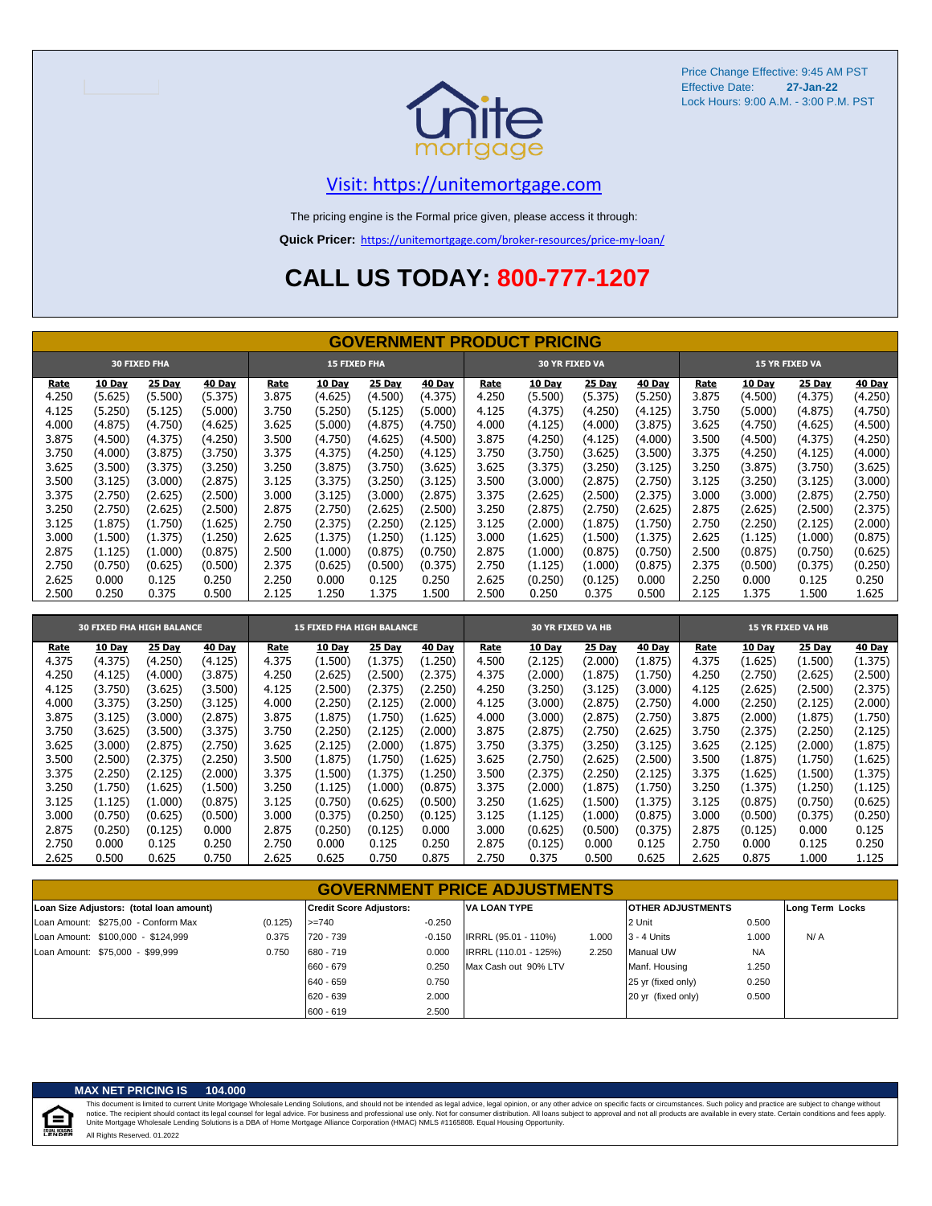Price Change Effective: 9:45 AM PST
Effective Date: **27-Jan-22**
Lock Hours: 9:00 A.M. - 3:00 P.M. PST

Visit: https://unitemortgage.com

The pricing engine is the Formal price given, please access it through:

**Quick Pricer:** https://unitemortgage.com/broker-resources/price-my-loan/

# CALL US TODAY: 800-777-1207

## GOVERNMENT PRODUCT PRICING

| 30 FIXED FHA | | | | 15 FIXED FHA | | | | 30 YR FIXED VA | | | | 15 YR FIXED VA | | | |
|---|---|---|---|---|---|---|---|---|---|---|---|---|---|---|---|
| Rate | 10 Day | 25 Day | 40 Day | Rate | 10 Day | 25 Day | 40 Day | Rate | 10 Day | 25 Day | 40 Day | Rate | 10 Day | 25 Day | 40 Day |
| 4.250 | (5.625) | (5.500) | (5.375) | 3.875 | (4.625) | (4.500) | (4.375) | 4.250 | (5.500) | (5.375) | (5.250) | 3.875 | (4.500) | (4.375) | (4.250) |
| 4.125 | (5.250) | (5.125) | (5.000) | 3.750 | (5.250) | (5.125) | (5.000) | 4.125 | (4.375) | (4.250) | (4.125) | 3.750 | (5.000) | (4.875) | (4.750) |
| 4.000 | (4.875) | (4.750) | (4.625) | 3.625 | (5.000) | (4.875) | (4.750) | 4.000 | (4.125) | (4.000) | (3.875) | 3.625 | (4.750) | (4.625) | (4.500) |
| 3.875 | (4.500) | (4.375) | (4.250) | 3.500 | (4.750) | (4.625) | (4.500) | 3.875 | (4.250) | (4.125) | (4.000) | 3.500 | (4.500) | (4.375) | (4.250) |
| 3.750 | (4.000) | (3.875) | (3.750) | 3.375 | (4.375) | (4.250) | (4.125) | 3.750 | (3.750) | (3.625) | (3.500) | 3.375 | (4.250) | (4.125) | (4.000) |
| 3.625 | (3.500) | (3.375) | (3.250) | 3.250 | (3.875) | (3.750) | (3.625) | 3.625 | (3.375) | (3.250) | (3.125) | 3.250 | (3.875) | (3.750) | (3.625) |
| 3.500 | (3.125) | (3.000) | (2.875) | 3.125 | (3.375) | (3.250) | (3.125) | 3.500 | (3.000) | (2.875) | (2.750) | 3.125 | (3.250) | (3.125) | (3.000) |
| 3.375 | (2.750) | (2.625) | (2.500) | 3.000 | (3.125) | (3.000) | (2.875) | 3.375 | (2.625) | (2.500) | (2.375) | 3.000 | (3.000) | (2.875) | (2.750) |
| 3.250 | (2.750) | (2.625) | (2.500) | 2.875 | (2.750) | (2.625) | (2.500) | 3.250 | (2.875) | (2.750) | (2.625) | 2.875 | (2.625) | (2.500) | (2.375) |
| 3.125 | (1.875) | (1.750) | (1.625) | 2.750 | (2.375) | (2.250) | (2.125) | 3.125 | (2.000) | (1.875) | (1.750) | 2.750 | (2.250) | (2.125) | (2.000) |
| 3.000 | (1.500) | (1.375) | (1.250) | 2.625 | (1.375) | (1.250) | (1.125) | 3.000 | (1.625) | (1.500) | (1.375) | 2.625 | (1.125) | (1.000) | (0.875) |
| 2.875 | (1.125) | (1.000) | (0.875) | 2.500 | (1.000) | (0.875) | (0.750) | 2.875 | (1.000) | (0.875) | (0.750) | 2.500 | (0.875) | (0.750) | (0.625) |
| 2.750 | (0.750) | (0.625) | (0.500) | 2.375 | (0.625) | (0.500) | (0.375) | 2.750 | (1.125) | (1.000) | (0.875) | 2.375 | (0.500) | (0.375) | (0.250) |
| 2.625 | 0.000 | 0.125 | 0.250 | 2.250 | 0.000 | 0.125 | 0.250 | 2.625 | (0.250) | (0.125) | 0.000 | 2.250 | 0.000 | 0.125 | 0.250 |
| 2.500 | 0.250 | 0.375 | 0.500 | 2.125 | 1.250 | 1.375 | 1.500 | 2.500 | 0.250 | 0.375 | 0.500 | 2.125 | 1.375 | 1.500 | 1.625 |

| 30 FIXED FHA HIGH BALANCE | | | | 15 FIXED FHA HIGH BALANCE | | | | 30 YR FIXED VA HB | | | | 15 YR FIXED VA HB | | | |
|---|---|---|---|---|---|---|---|---|---|---|---|---|---|---|---|
| Rate | 10 Day | 25 Day | 40 Day | Rate | 10 Day | 25 Day | 40 Day | Rate | 10 Day | 25 Day | 40 Day | Rate | 10 Day | 25 Day | 40 Day |
| 4.375 | (4.375) | (4.250) | (4.125) | 4.375 | (1.500) | (1.375) | (1.250) | 4.500 | (2.125) | (2.000) | (1.875) | 4.375 | (1.625) | (1.500) | (1.375) |
| 4.250 | (4.125) | (4.000) | (3.875) | 4.250 | (2.625) | (2.500) | (2.375) | 4.375 | (2.000) | (1.875) | (1.750) | 4.250 | (2.750) | (2.625) | (2.500) |
| 4.125 | (3.750) | (3.625) | (3.500) | 4.125 | (2.500) | (2.375) | (2.250) | 4.250 | (3.250) | (3.125) | (3.000) | 4.125 | (2.625) | (2.500) | (2.375) |
| 4.000 | (3.375) | (3.250) | (3.125) | 4.000 | (2.250) | (2.125) | (2.000) | 4.125 | (3.000) | (2.875) | (2.750) | 4.000 | (2.250) | (2.125) | (2.000) |
| 3.875 | (3.125) | (3.000) | (2.875) | 3.875 | (1.875) | (1.750) | (1.625) | 4.000 | (3.000) | (2.875) | (2.750) | 3.875 | (2.000) | (1.875) | (1.750) |
| 3.750 | (3.625) | (3.500) | (3.375) | 3.750 | (2.250) | (2.125) | (2.000) | 3.875 | (2.875) | (2.750) | (2.625) | 3.750 | (2.375) | (2.250) | (2.125) |
| 3.625 | (3.000) | (2.875) | (2.750) | 3.625 | (2.125) | (2.000) | (1.875) | 3.750 | (3.375) | (3.250) | (3.125) | 3.625 | (2.125) | (2.000) | (1.875) |
| 3.500 | (2.500) | (2.375) | (2.250) | 3.500 | (1.875) | (1.750) | (1.625) | 3.625 | (2.750) | (2.625) | (2.500) | 3.500 | (1.875) | (1.750) | (1.625) |
| 3.375 | (2.250) | (2.125) | (2.000) | 3.375 | (1.500) | (1.375) | (1.250) | 3.500 | (2.375) | (2.250) | (2.125) | 3.375 | (1.625) | (1.500) | (1.375) |
| 3.250 | (1.750) | (1.625) | (1.500) | 3.250 | (1.125) | (1.000) | (0.875) | 3.375 | (2.000) | (1.875) | (1.750) | 3.250 | (1.375) | (1.250) | (1.125) |
| 3.125 | (1.125) | (1.000) | (0.875) | 3.125 | (0.750) | (0.625) | (0.500) | 3.250 | (1.625) | (1.500) | (1.375) | 3.125 | (0.875) | (0.750) | (0.625) |
| 3.000 | (0.750) | (0.625) | (0.500) | 3.000 | (0.375) | (0.250) | (0.125) | 3.125 | (1.125) | (1.000) | (0.875) | 3.000 | (0.500) | (0.375) | (0.250) |
| 2.875 | (0.250) | (0.125) | 0.000 | 2.875 | (0.250) | (0.125) | 0.000 | 3.000 | (0.625) | (0.500) | (0.375) | 2.875 | (0.125) | 0.000 | 0.125 |
| 2.750 | 0.000 | 0.125 | 0.250 | 2.750 | 0.000 | 0.125 | 0.250 | 2.875 | (0.125) | 0.000 | 0.125 | 2.750 | 0.000 | 0.125 | 0.250 |
| 2.625 | 0.500 | 0.625 | 0.750 | 2.625 | 0.625 | 0.750 | 0.875 | 2.750 | 0.375 | 0.500 | 0.625 | 2.625 | 0.875 | 1.000 | 1.125 |

## GOVERNMENT PRICE ADJUSTMENTS

| Loan Size Adjustors: (total loan amount) | | Credit Score Adjustors: | | VA LOAN TYPE | | OTHER ADJUSTMENTS | | Long Term Locks |
|---|---|---|---|---|---|---|---|---|
| Loan Amount: $275,000 - Conform Max | (0.125) | >=740 | -0.250 | | | 2 Unit | 0.500 | |
| Loan Amount: $100,000 - $124,999 | 0.375 | 720 - 739 | -0.150 | IRRRL (95.01 - 110%) | 1.000 | 3 - 4 Units | 1.000 | N/ A |
| Loan Amount: $75,000 - $99,999 | 0.750 | 680 - 719 | 0.000 | IRRRL (110.01 - 125%) | 2.250 | Manual UW | NA | |
| | | 660 - 679 | 0.250 | Max Cash out 90% LTV | | Manf. Housing | 1.250 | |
| | | 640 - 659 | 0.750 | | | 25 yr (fixed only) | 0.250 | |
| | | 620 - 639 | 2.000 | | | 20 yr (fixed only) | 0.500 | |
| | | 600 - 619 | 2.500 | | | | | |

**MAX NET PRICING IS 104.000**

This document is limited to current Unite Mortgage Wholesale Lending Solutions, and should not be intended as legal advice, legal opinion, or any other advice on specific facts or circumstances. Such policy and practice are subject to change without notice. The recipient should contact its legal counsel for legal advice. For business and professional use only. Not for consumer distribution. All loans subject to approval and not all products are available in every state. Certain conditions and fees apply. Unite Mortgage Wholesale Lending Solutions is a DBA of Home Mortgage Alliance Corporation (HMAC) NMLS #1165808. Equal Housing Opportunity.

All Rights Reserved. 01.2022